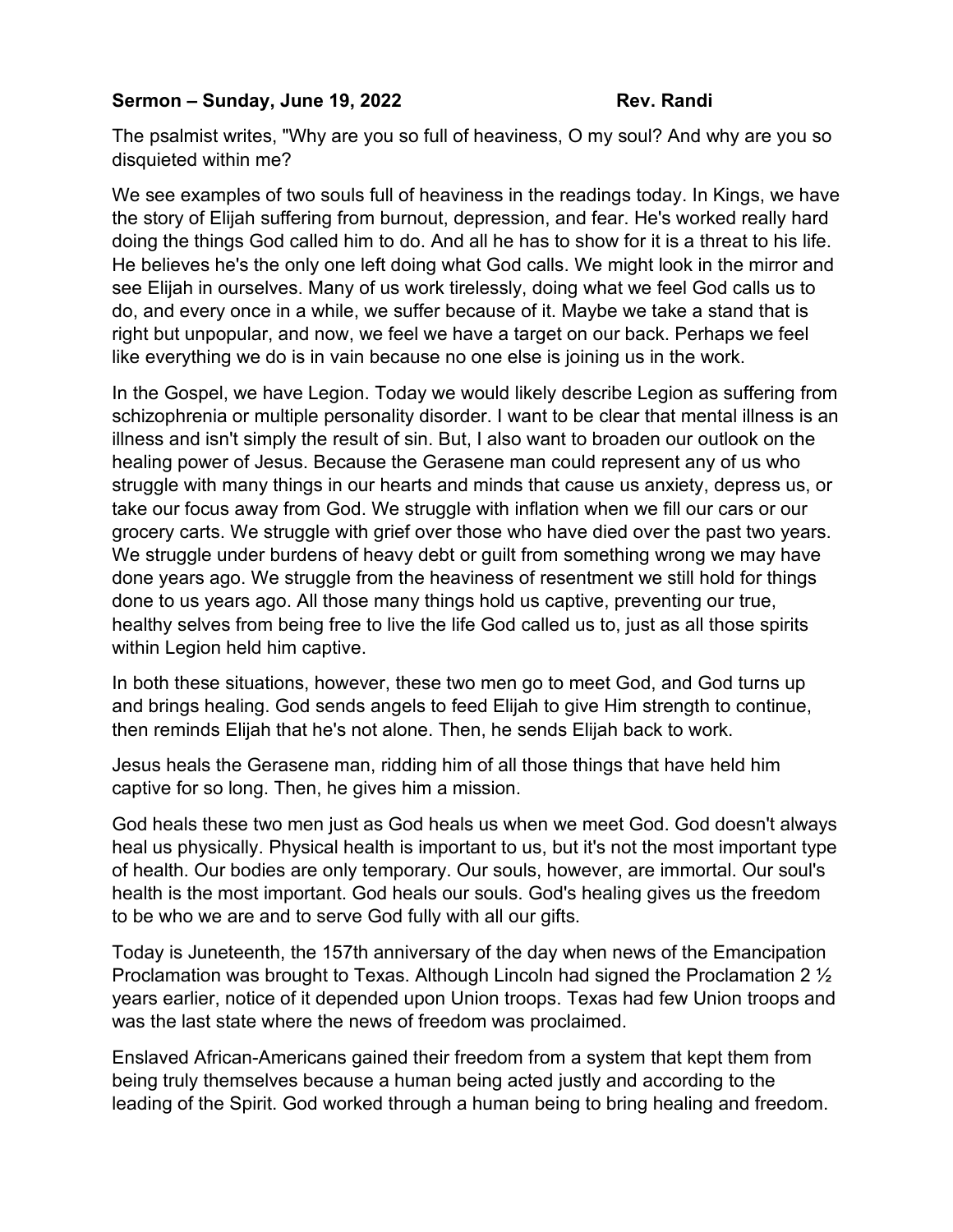**Sermon – Sunday, June 19, 2022 Rev. Randi**

The psalmist writes, "Why are you so full of heaviness, O my soul? And why are you so disquieted within me?

We see examples of two souls full of heaviness in the readings today. In Kings, we have the story of Elijah suffering from burnout, depression, and fear. He's worked really hard doing the things God called him to do. And all he has to show for it is a threat to his life. He believes he's the only one left doing what God calls. We might look in the mirror and see Elijah in ourselves. Many of us work tirelessly, doing what we feel God calls us to do, and every once in a while, we suffer because of it. Maybe we take a stand that is right but unpopular, and now, we feel we have a target on our back. Perhaps we feel like everything we do is in vain because no one else is joining us in the work.

In the Gospel, we have Legion. Today we would likely describe Legion as suffering from schizophrenia or multiple personality disorder. I want to be clear that mental illness is an illness and isn't simply the result of sin. But, I also want to broaden our outlook on the healing power of Jesus. Because the Gerasene man could represent any of us who struggle with many things in our hearts and minds that cause us anxiety, depress us, or take our focus away from God. We struggle with inflation when we fill our cars or our grocery carts. We struggle with grief over those who have died over the past two years. We struggle under burdens of heavy debt or guilt from something wrong we may have done years ago. We struggle from the heaviness of resentment we still hold for things done to us years ago. All those many things hold us captive, preventing our true, healthy selves from being free to live the life God called us to, just as all those spirits within Legion held him captive.

In both these situations, however, these two men go to meet God, and God turns up and brings healing. God sends angels to feed Elijah to give Him strength to continue, then reminds Elijah that he's not alone. Then, he sends Elijah back to work.

Jesus heals the Gerasene man, ridding him of all those things that have held him captive for so long. Then, he gives him a mission.

God heals these two men just as God heals us when we meet God. God doesn't always heal us physically. Physical health is important to us, but it's not the most important type of health. Our bodies are only temporary. Our souls, however, are immortal. Our soul's health is the most important. God heals our souls. God's healing gives us the freedom to be who we are and to serve God fully with all our gifts.

Today is Juneteenth, the 157th anniversary of the day when news of the Emancipation Proclamation was brought to Texas. Although Lincoln had signed the Proclamation 2 ½ years earlier, notice of it depended upon Union troops. Texas had few Union troops and was the last state where the news of freedom was proclaimed.

Enslaved African-Americans gained their freedom from a system that kept them from being truly themselves because a human being acted justly and according to the leading of the Spirit. God worked through a human being to bring healing and freedom.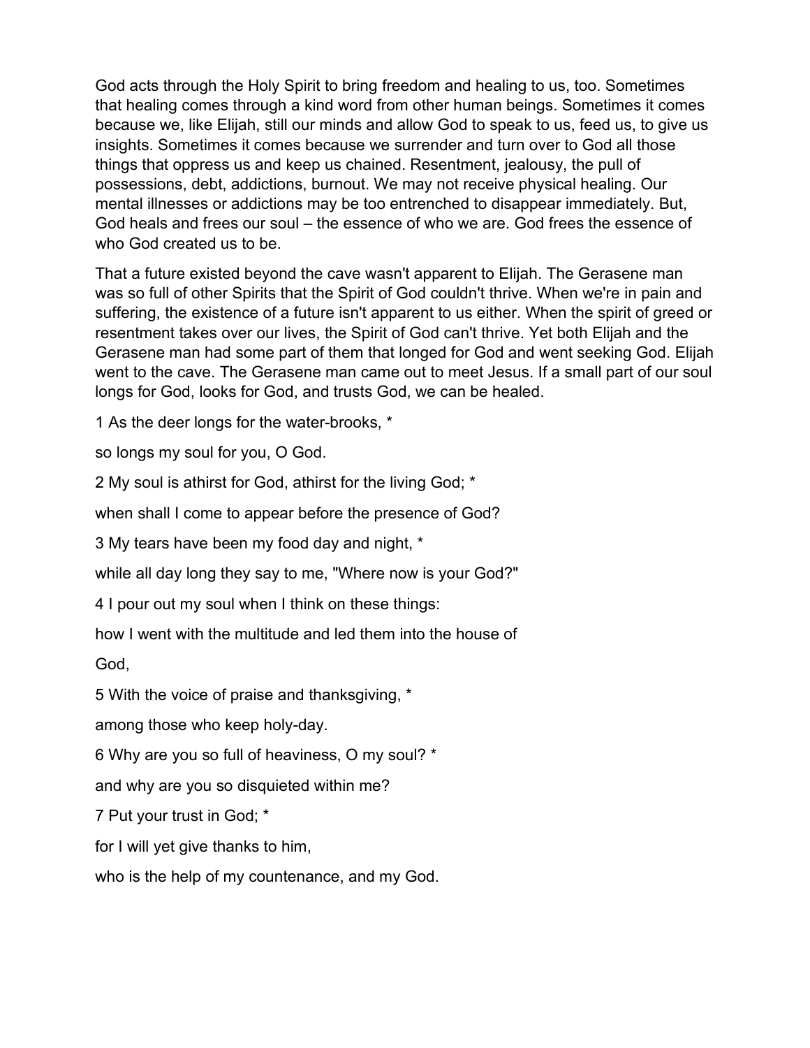God acts through the Holy Spirit to bring freedom and healing to us, too. Sometimes that healing comes through a kind word from other human beings. Sometimes it comes because we, like Elijah, still our minds and allow God to speak to us, feed us, to give us insights. Sometimes it comes because we surrender and turn over to God all those things that oppress us and keep us chained. Resentment, jealousy, the pull of possessions, debt, addictions, burnout. We may not receive physical healing. Our mental illnesses or addictions may be too entrenched to disappear immediately. But, God heals and frees our soul – the essence of who we are. God frees the essence of who God created us to be.

That a future existed beyond the cave wasn't apparent to Elijah. The Gerasene man was so full of other Spirits that the Spirit of God couldn't thrive. When we're in pain and suffering, the existence of a future isn't apparent to us either. When the spirit of greed or resentment takes over our lives, the Spirit of God can't thrive. Yet both Elijah and the Gerasene man had some part of them that longed for God and went seeking God. Elijah went to the cave. The Gerasene man came out to meet Jesus. If a small part of our soul longs for God, looks for God, and trusts God, we can be healed.

1 As the deer longs for the water-brooks, *

so longs my soul for you, O God.

2 My soul is athirst for God, athirst for the living God; *

when shall I come to appear before the presence of God?

3 My tears have been my food day and night, *

while all day long they say to me, "Where now is your God?"

4 I pour out my soul when I think on these things:

how I went with the multitude and led them into the house of

God,

5 With the voice of praise and thanksgiving, *

among those who keep holy-day.

6 Why are you so full of heaviness, O my soul? *

and why are you so disquieted within me?

7 Put your trust in God; *

for I will yet give thanks to him,

who is the help of my countenance, and my God.